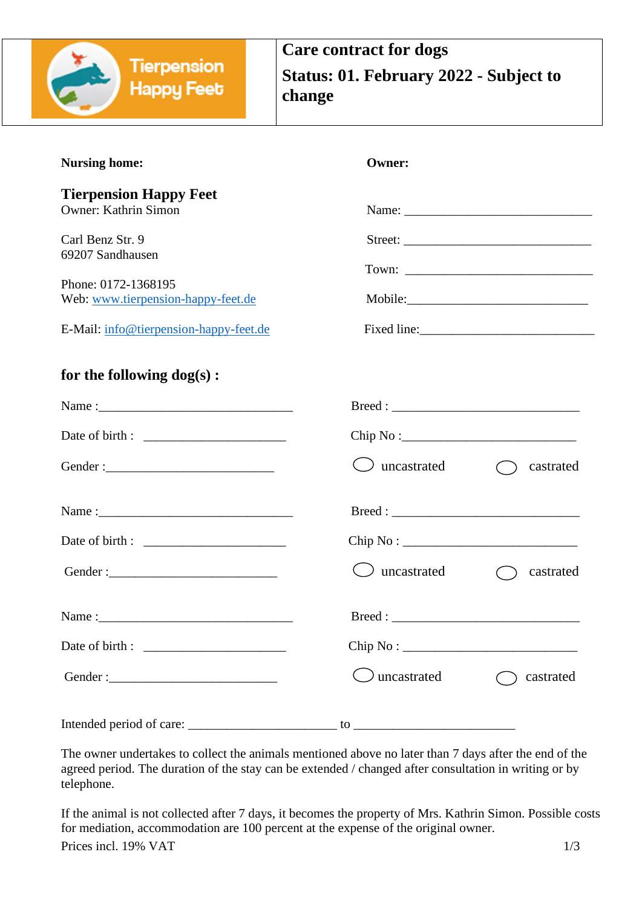| Tierpension Happy Feet | **Care contract for dogs** **Status: 01. February 2022 - Subject to change** |
|---|---|

**Nursing home:**

**Tierpension Happy Feet**
Owner: Kathrin Simon

Carl Benz Str. 9
69207 Sandhausen

Phone: 0172-1368195
Web: www.tierpension-happy-feet.de

E-Mail: info@tierpension-happy-feet.de

**Owner:**

Name: ______________________________

Street: ______________________________

Town: ______________________________

Mobile:____________________________

Fixed line:___________________________

## for the following dog(s) :

Name :______________________________ Breed : ______________________________

Date of birth : ______________________ Chip No :__________________________

Gender :___________________________ ◯ uncastrated ◯ castrated

Name :______________________________ Breed : ______________________________

Date of birth : ______________________ Chip No : ___________________________

Gender :___________________________ ◯ uncastrated ◯ castrated

Name :______________________________ Breed : ______________________________

Date of birth : ______________________ Chip No : ___________________________

Gender :___________________________ ◯ uncastrated ◯ castrated

Intended period of care: _______________________ to _________________________

The owner undertakes to collect the animals mentioned above no later than 7 days after the end of the agreed period. The duration of the stay can be extended / changed after consultation in writing or by telephone.

If the animal is not collected after 7 days, it becomes the property of Mrs. Kathrin Simon. Possible costs for mediation, accommodation are 100 percent at the expense of the original owner.

Prices incl. 19% VAT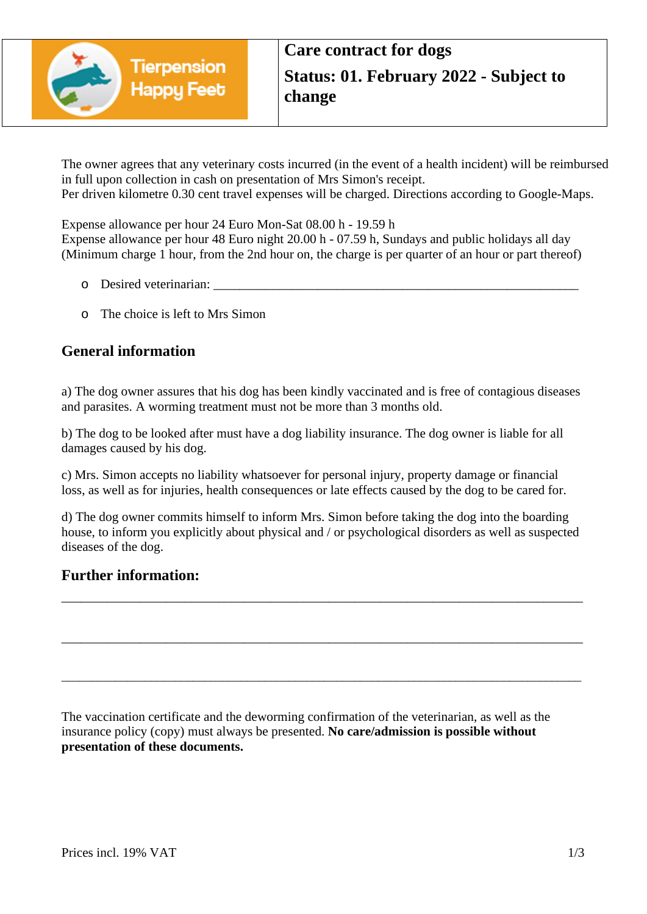| Tierpension Happy Feet | **Care contract for dogs** **Status: 01. February 2022 - Subject to change** |
|---|---|

The owner agrees that any veterinary costs incurred (in the event of a health incident) will be reimbursed in full upon collection in cash on presentation of Mrs Simon's receipt.
Per driven kilometre 0.30 cent travel expenses will be charged. Directions according to Google-Maps.

Expense allowance per hour 24 Euro Mon-Sat 08.00 h - 19.59 h
Expense allowance per hour 48 Euro night 20.00 h - 07.59 h, Sundays and public holidays all day
(Minimum charge 1 hour, from the 2nd hour on, the charge is per quarter of an hour or part thereof)

- o Desired veterinarian: ___________________________________________________________
- o The choice is left to Mrs Simon

## General information

a) The dog owner assures that his dog has been kindly vaccinated and is free of contagious diseases and parasites. A worming treatment must not be more than 3 months old.

b) The dog to be looked after must have a dog liability insurance. The dog owner is liable for all damages caused by his dog.

c) Mrs. Simon accepts no liability whatsoever for personal injury, property damage or financial loss, as well as for injuries, health consequences or late effects caused by the dog to be cared for.

d) The dog owner commits himself to inform Mrs. Simon before taking the dog into the boarding house, to inform you explicitly about physical and / or psychological disorders as well as suspected diseases of the dog.

## Further information:

_______________________________________________________________________________

_______________________________________________________________________________

_______________________________________________________________________________

The vaccination certificate and the deworming confirmation of the veterinarian, as well as the insurance policy (copy) must always be presented. **No care/admission is possible without presentation of these documents.**

Prices incl. 19% VAT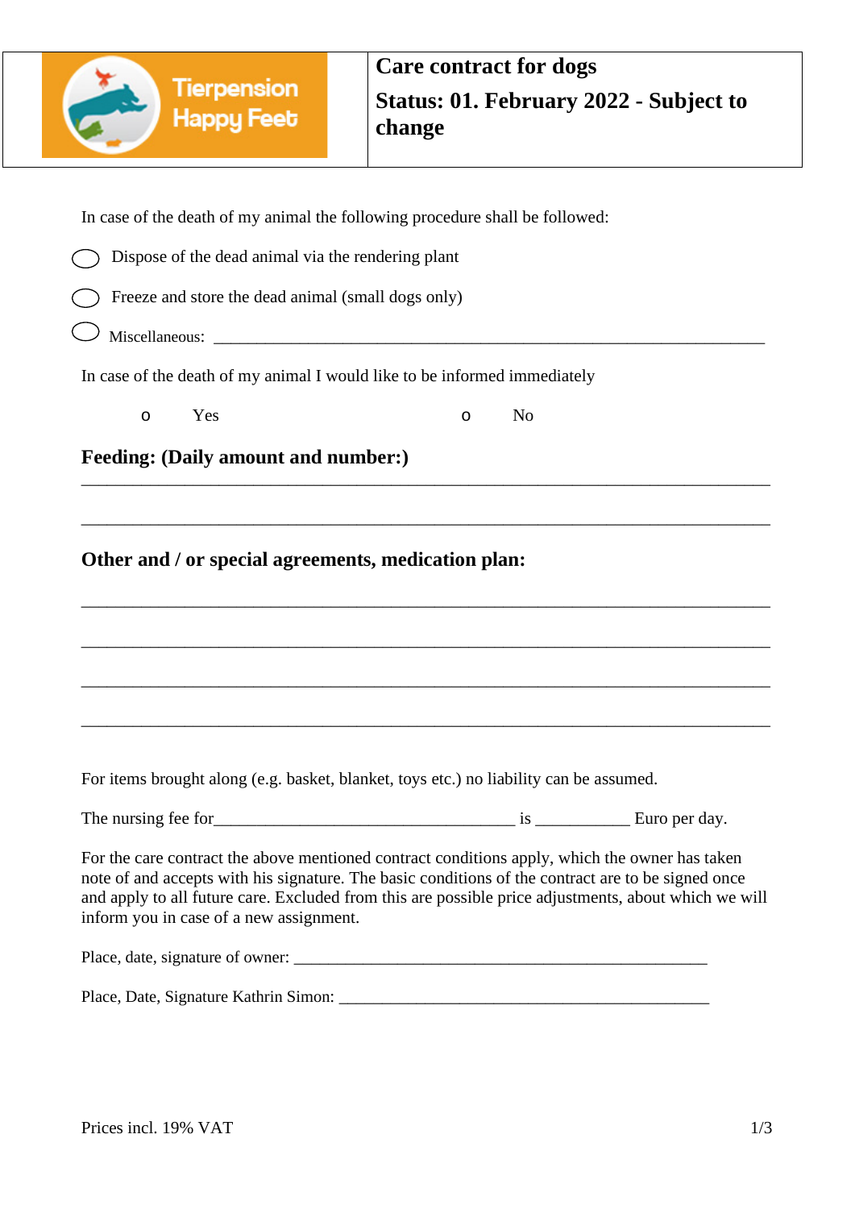| | |
|---|---|
| Tierpension Happy Feet | **Care contract for dogs**<br>**Status: 01. February 2022 - Subject to change** |

In case of the death of my animal the following procedure shall be followed:

◯ Dispose of the dead animal via the rendering plant

◯ Freeze and store the dead animal (small dogs only)

◯ Miscellaneous: ______________________________________________________________

In case of the death of my animal I would like to be informed immediately

o Yes o No

**Feeding: (Daily amount and number:)**

______________________________________________________________________________

______________________________________________________________________________

**Other and / or special agreements, medication plan:**

______________________________________________________________________________

______________________________________________________________________________

______________________________________________________________________________

______________________________________________________________________________

For items brought along (e.g. basket, blanket, toys etc.) no liability can be assumed.

The nursing fee for__________________________________ is ___________ Euro per day.

For the care contract the above mentioned contract conditions apply, which the owner has taken note of and accepts with his signature. The basic conditions of the contract are to be signed once and apply to all future care. Excluded from this are possible price adjustments, about which we will inform you in case of a new assignment.

Place, date, signature of owner: ________________________________________________

Place, Date, Signature Kathrin Simon: ___________________________________________

Prices incl. 19% VAT